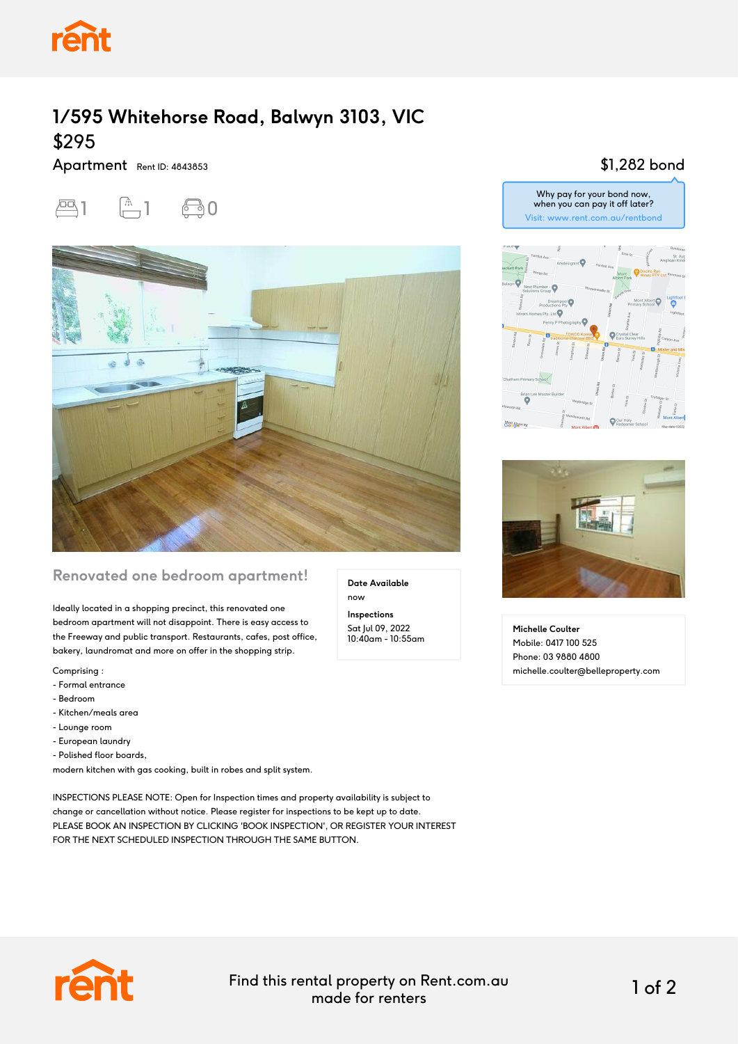# 1/595 Whitehorse Road, Balwyn 3103, VIC

## $295

Apartment Rent ID: 4843853

1 bedroom, 1 bathroom, 0 car spaces

$1,282 bond

Why pay for your bond now, when you can pay it off later?
Visit: www.rent.com.au/rentbond

### Renovated one bedroom apartment!

Ideally located in a shopping precinct, this renovated one bedroom apartment will not disappoint. There is easy access to the Freeway and public transport. Restaurants, cafes, post office, bakery, laundromat and more on offer in the shopping strip.

Comprising :
- Formal entrance
- Bedroom
- Kitchen/meals area
- Lounge room
- European laundry
- Polished floor boards,

modern kitchen with gas cooking, built in robes and split system.

INSPECTIONS PLEASE NOTE: Open for Inspection times and property availability is subject to change or cancellation without notice. Please register for inspections to be kept up to date. PLEASE BOOK AN INSPECTION BY CLICKING 'BOOK INSPECTION', OR REGISTER YOUR INTEREST FOR THE NEXT SCHEDULED INSPECTION THROUGH THE SAME BUTTON.

**Date Available**
now

**Inspections**
Sat Jul 09, 2022
10:40am - 10:55am

**Michelle Coulter**
Mobile: 0417 100 525
Phone: 03 9880 4800
michelle.coulter@belleproperty.com

Find this rental property on Rent.com.au made for renters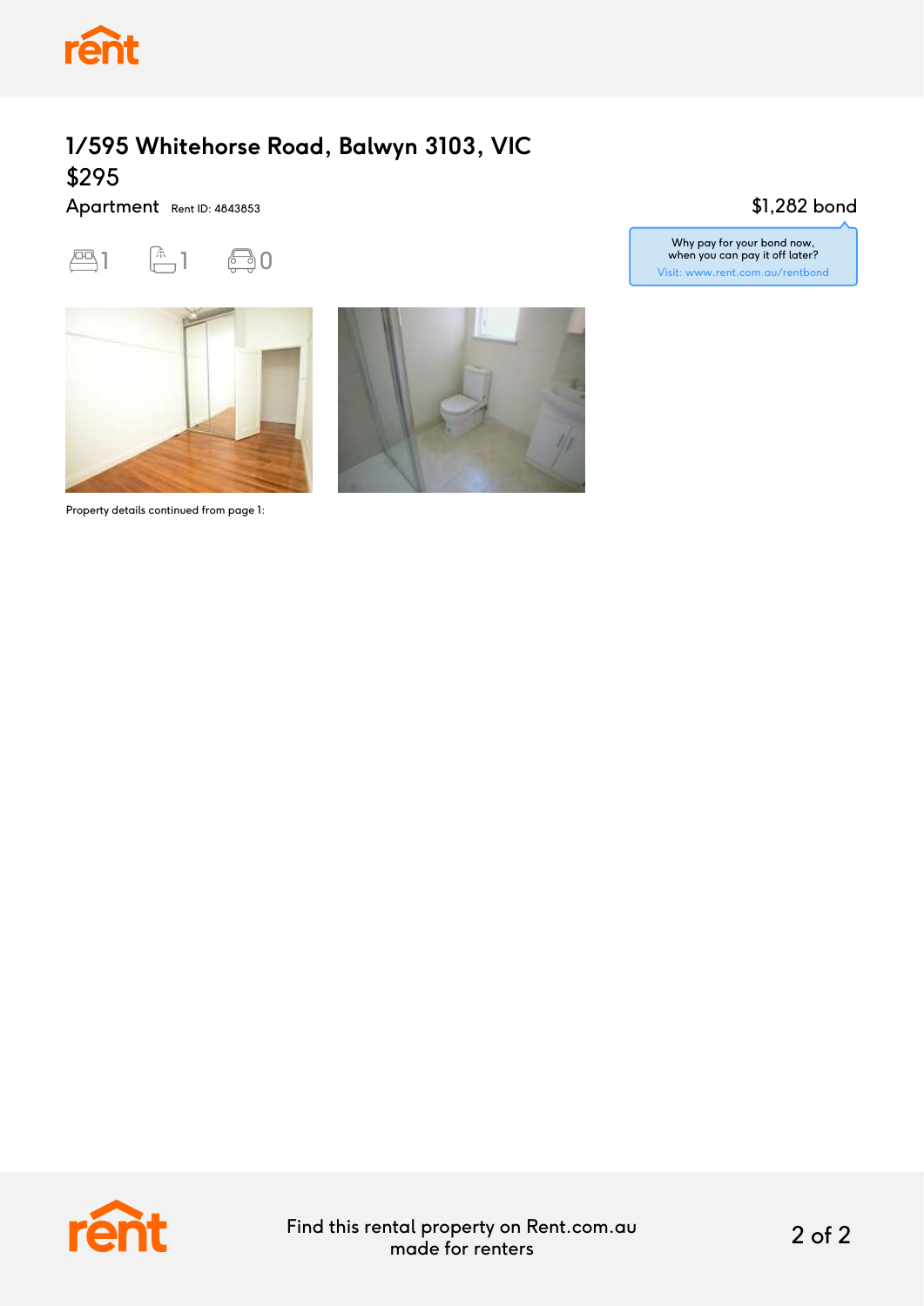# 1/595 Whitehorse Road, Balwyn 3103, VIC

$295

Apartment Rent ID: 4843853

$1,282 bond

Why pay for your bond now, when you can pay it off later?
Visit: www.rent.com.au/rentbond

1 1 0

Property details continued from page 1:

Find this rental property on Rent.com.au made for renters